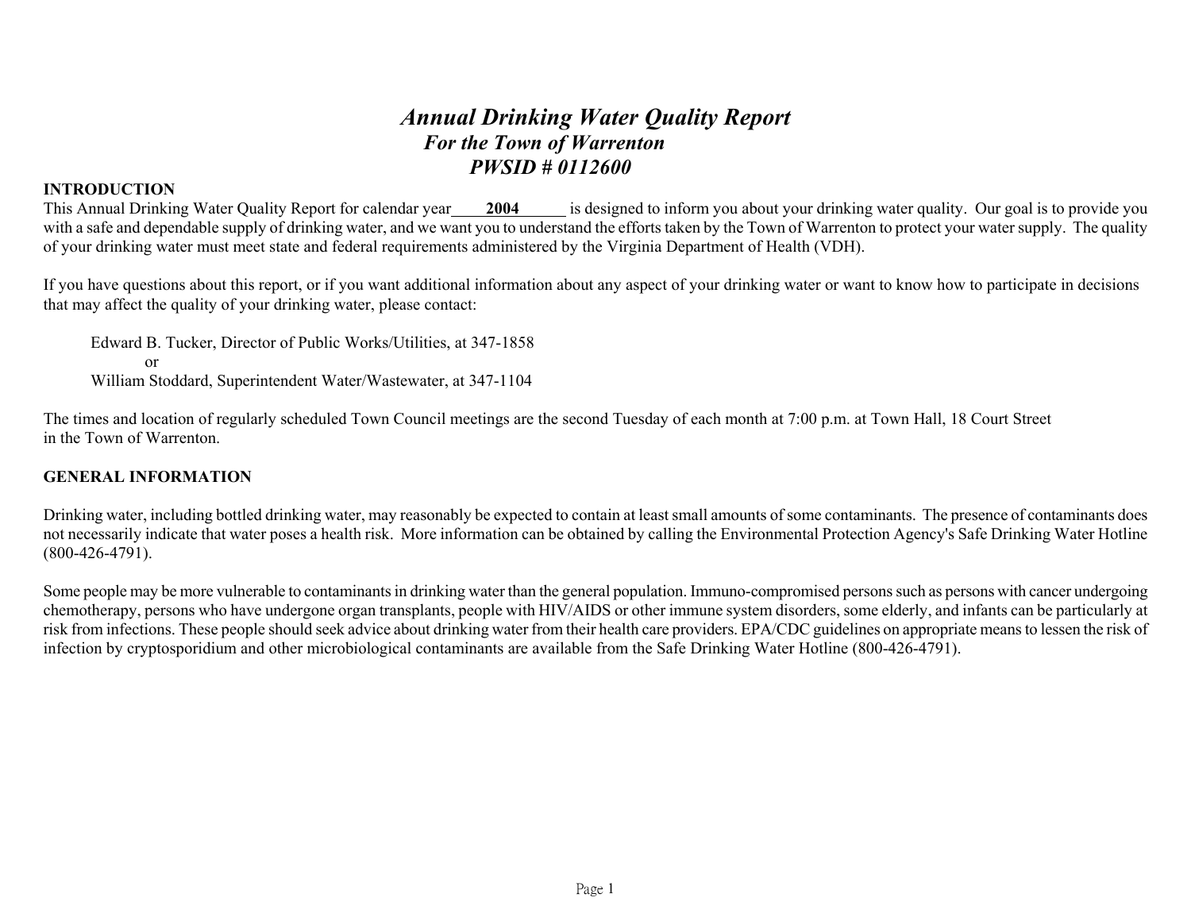# *Annual Drinking Water Quality Report*
## *For the Town of Warrenton*
## *PWSID # 0112600*

**INTRODUCTION**

This Annual Drinking Water Quality Report for calendar year **2004** is designed to inform you about your drinking water quality. Our goal is to provide you with a safe and dependable supply of drinking water, and we want you to understand the efforts taken by the Town of Warrenton to protect your water supply. The quality of your drinking water must meet state and federal requirements administered by the Virginia Department of Health (VDH).

If you have questions about this report, or if you want additional information about any aspect of your drinking water or want to know how to participate in decisions that may affect the quality of your drinking water, please contact:

Edward B. Tucker, Director of Public Works/Utilities, at 347-1858
or
William Stoddard, Superintendent Water/Wastewater, at 347-1104

The times and location of regularly scheduled Town Council meetings are the second Tuesday of each month at 7:00 p.m. at Town Hall, 18 Court Street in the Town of Warrenton.

**GENERAL INFORMATION**

Drinking water, including bottled drinking water, may reasonably be expected to contain at least small amounts of some contaminants. The presence of contaminants does not necessarily indicate that water poses a health risk. More information can be obtained by calling the Environmental Protection Agency's Safe Drinking Water Hotline (800-426-4791).

Some people may be more vulnerable to contaminants in drinking water than the general population. Immuno-compromised persons such as persons with cancer undergoing chemotherapy, persons who have undergone organ transplants, people with HIV/AIDS or other immune system disorders, some elderly, and infants can be particularly at risk from infections. These people should seek advice about drinking water from their health care providers. EPA/CDC guidelines on appropriate means to lessen the risk of infection by cryptosporidium and other microbiological contaminants are available from the Safe Drinking Water Hotline (800-426-4791).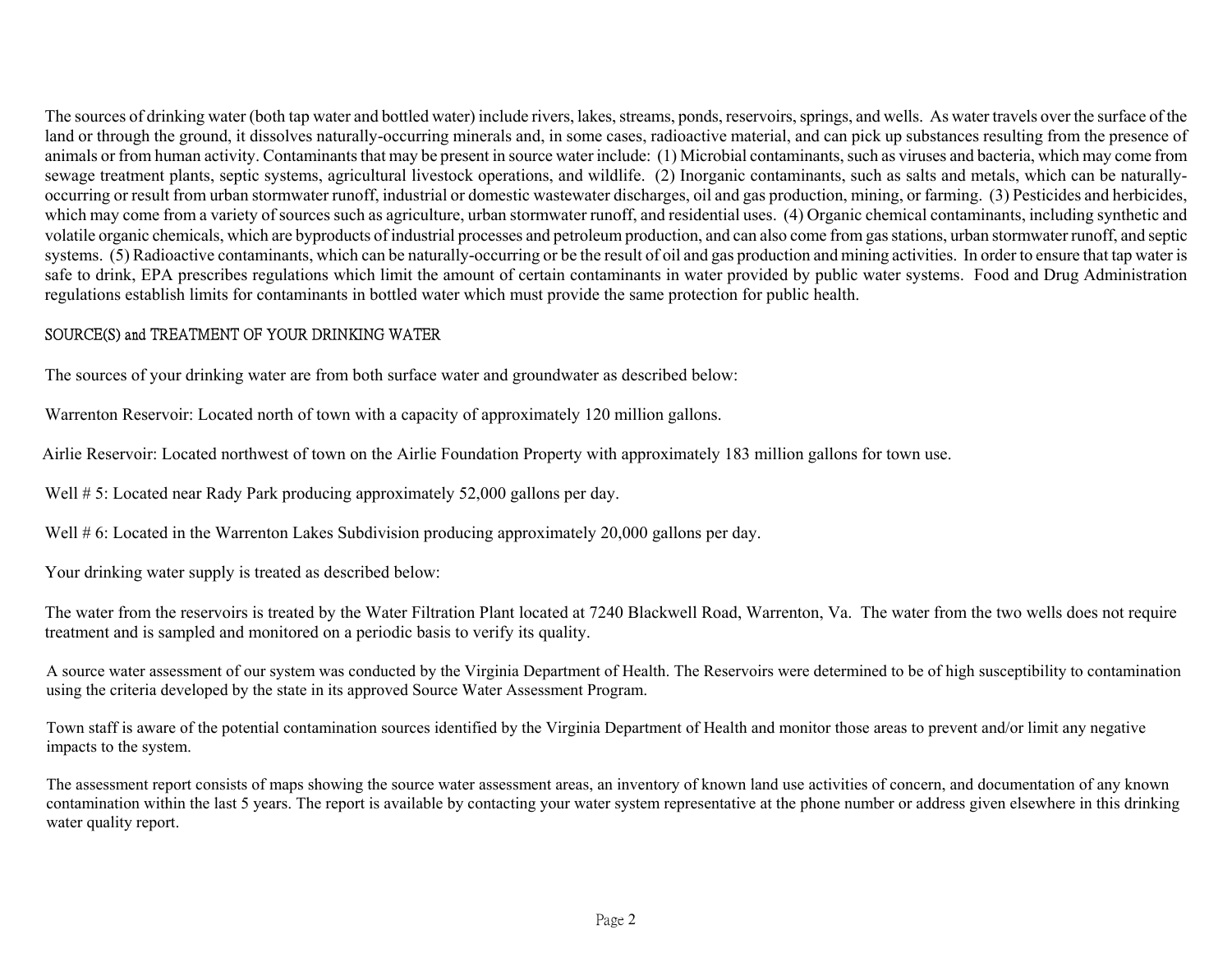The sources of drinking water (both tap water and bottled water) include rivers, lakes, streams, ponds, reservoirs, springs, and wells. As water travels over the surface of the land or through the ground, it dissolves naturally-occurring minerals and, in some cases, radioactive material, and can pick up substances resulting from the presence of animals or from human activity. Contaminants that may be present in source water include: (1) Microbial contaminants, such as viruses and bacteria, which may come from sewage treatment plants, septic systems, agricultural livestock operations, and wildlife. (2) Inorganic contaminants, such as salts and metals, which can be naturally-occurring or result from urban stormwater runoff, industrial or domestic wastewater discharges, oil and gas production, mining, or farming. (3) Pesticides and herbicides, which may come from a variety of sources such as agriculture, urban stormwater runoff, and residential uses. (4) Organic chemical contaminants, including synthetic and volatile organic chemicals, which are byproducts of industrial processes and petroleum production, and can also come from gas stations, urban stormwater runoff, and septic systems. (5) Radioactive contaminants, which can be naturally-occurring or be the result of oil and gas production and mining activities. In order to ensure that tap water is safe to drink, EPA prescribes regulations which limit the amount of certain contaminants in water provided by public water systems. Food and Drug Administration regulations establish limits for contaminants in bottled water which must provide the same protection for public health.

## SOURCE(S) and TREATMENT OF YOUR DRINKING WATER

The sources of your drinking water are from both surface water and groundwater as described below:

Warrenton Reservoir: Located north of town with a capacity of approximately 120 million gallons.

Airlie Reservoir: Located northwest of town on the Airlie Foundation Property with approximately 183 million gallons for town use.

Well # 5: Located near Rady Park producing approximately 52,000 gallons per day.

Well # 6: Located in the Warrenton Lakes Subdivision producing approximately 20,000 gallons per day.

Your drinking water supply is treated as described below:

The water from the reservoirs is treated by the Water Filtration Plant located at 7240 Blackwell Road, Warrenton, Va. The water from the two wells does not require treatment and is sampled and monitored on a periodic basis to verify its quality.

A source water assessment of our system was conducted by the Virginia Department of Health. The Reservoirs were determined to be of high susceptibility to contamination using the criteria developed by the state in its approved Source Water Assessment Program.

Town staff is aware of the potential contamination sources identified by the Virginia Department of Health and monitor those areas to prevent and/or limit any negative impacts to the system.

The assessment report consists of maps showing the source water assessment areas, an inventory of known land use activities of concern, and documentation of any known contamination within the last 5 years. The report is available by contacting your water system representative at the phone number or address given elsewhere in this drinking water quality report.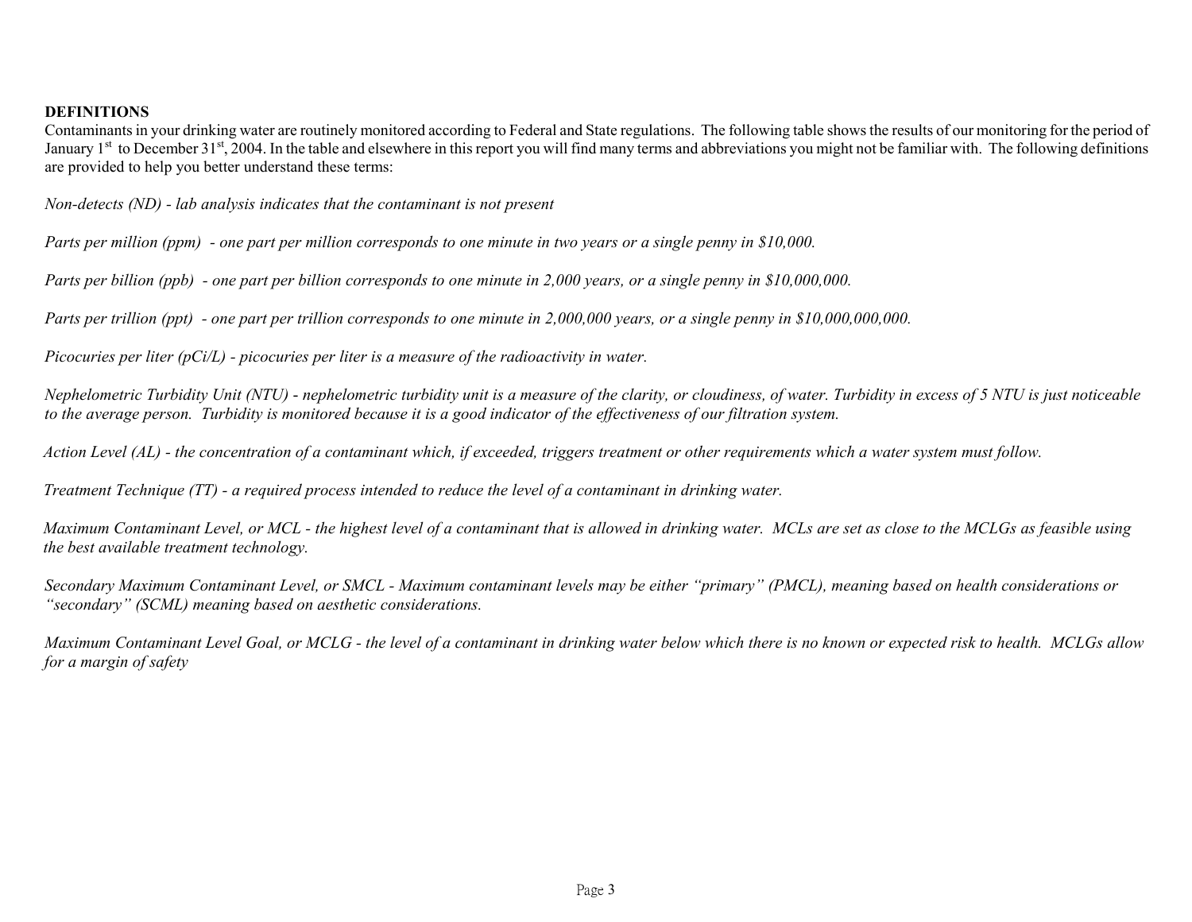**DEFINITIONS**

Contaminants in your drinking water are routinely monitored according to Federal and State regulations. The following table shows the results of our monitoring for the period of January 1st to December 31st, 2004. In the table and elsewhere in this report you will find many terms and abbreviations you might not be familiar with. The following definitions are provided to help you better understand these terms:

*Non-detects (ND) - lab analysis indicates that the contaminant is not present*

*Parts per million (ppm) - one part per million corresponds to one minute in two years or a single penny in $10,000.*

*Parts per billion (ppb) - one part per billion corresponds to one minute in 2,000 years, or a single penny in $10,000,000.*

*Parts per trillion (ppt) - one part per trillion corresponds to one minute in 2,000,000 years, or a single penny in $10,000,000,000.*

*Picocuries per liter (pCi/L) - picocuries per liter is a measure of the radioactivity in water.*

*Nephelometric Turbidity Unit (NTU) - nephelometric turbidity unit is a measure of the clarity, or cloudiness, of water. Turbidity in excess of 5 NTU is just noticeable to the average person. Turbidity is monitored because it is a good indicator of the effectiveness of our filtration system.*

*Action Level (AL) - the concentration of a contaminant which, if exceeded, triggers treatment or other requirements which a water system must follow.*

*Treatment Technique (TT) - a required process intended to reduce the level of a contaminant in drinking water.*

*Maximum Contaminant Level, or MCL - the highest level of a contaminant that is allowed in drinking water. MCLs are set as close to the MCLGs as feasible using the best available treatment technology.*

*Secondary Maximum Contaminant Level, or SMCL - Maximum contaminant levels may be either "primary" (PMCL), meaning based on health considerations or "secondary" (SCML) meaning based on aesthetic considerations.*

*Maximum Contaminant Level Goal, or MCLG - the level of a contaminant in drinking water below which there is no known or expected risk to health. MCLGs allow for a margin of safety*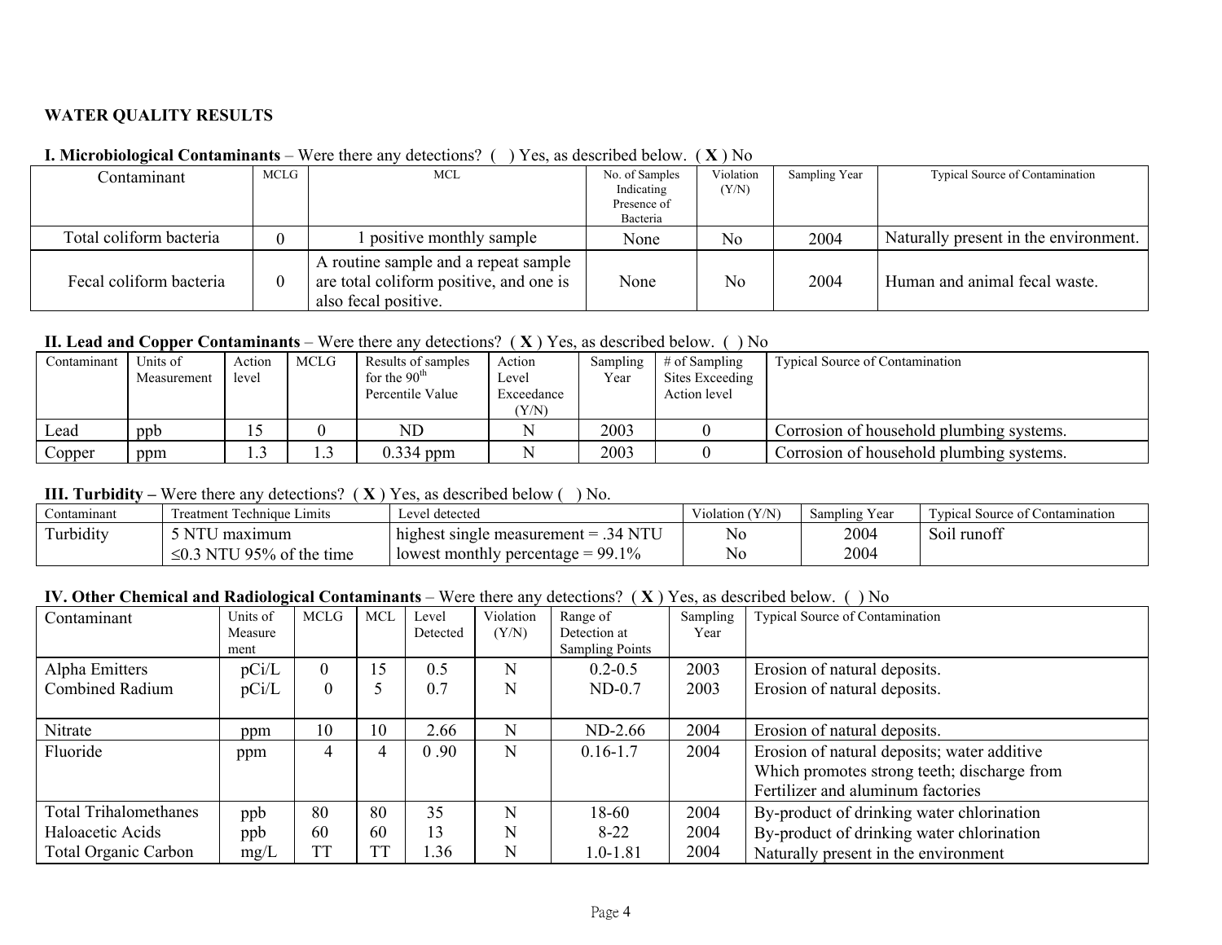**WATER QUALITY RESULTS**

**I. Microbiological Contaminants** – Were there any detections? (  ) Yes, as described below. ( **X** ) No

| Contaminant | MCLG | MCL | No. of Samples Indicating Presence of Bacteria | Violation (Y/N) | Sampling Year | Typical Source of Contamination |
|---|---|---|---|---|---|---|
| Total coliform bacteria | 0 | 1 positive monthly sample | None | No | 2004 | Naturally present in the environment. |
| Fecal coliform bacteria | 0 | A routine sample and a repeat sample are total coliform positive, and one is also fecal positive. | None | No | 2004 | Human and animal fecal waste. |

**II. Lead and Copper Contaminants** – Were there any detections? ( **X** ) Yes, as described below. (  ) No

| Contaminant | Units of Measurement | Action level | MCLG | Results of samples for the 90th Percentile Value | Action Level Exceedance (Y/N) | Sampling Year | # of Sampling Sites Exceeding Action level | Typical Source of Contamination |
|---|---|---|---|---|---|---|---|---|
| Lead | ppb | 15 | 0 | ND | N | 2003 | 0 | Corrosion of household plumbing systems. |
| Copper | ppm | 1.3 | 1.3 | 0.334 ppm | N | 2003 | 0 | Corrosion of household plumbing systems. |

**III. Turbidity –** Were there any detections? ( **X** ) Yes, as described below (  ) No.

| Contaminant | Treatment Technique Limits | Level detected | Violation (Y/N) | Sampling Year | Typical Source of Contamination |
|---|---|---|---|---|---|
| Turbidity | 5 NTU maximum<br>≤0.3 NTU 95% of the time | highest single measurement = .34 NTU<br>lowest monthly percentage = 99.1% | No<br>No | 2004<br>2004 | Soil runoff |

**IV. Other Chemical and Radiological Contaminants** – Were there any detections? ( **X** ) Yes, as described below. (  ) No

| Contaminant | Units of Measure ment | MCLG | MCL | Level Detected | Violation (Y/N) | Range of Detection at Sampling Points | Sampling Year | Typical Source of Contamination |
|---|---|---|---|---|---|---|---|---|
| Alpha Emitters | pCi/L | 0 | 15 | 0.5 | N | 0.2-0.5 | 2003 | Erosion of natural deposits. |
| Combined Radium | pCi/L | 0 | 5 | 0.7 | N | ND-0.7 | 2003 | Erosion of natural deposits. |
| Nitrate | ppm | 10 | 10 | 2.66 | N | ND-2.66 | 2004 | Erosion of natural deposits. |
| Fluoride | ppm | 4 | 4 | 0 .90 | N | 0.16-1.7 | 2004 | Erosion of natural deposits; water additive Which promotes strong teeth; discharge from Fertilizer and aluminum factories |
| Total Trihalomethanes | ppb | 80 | 80 | 35 | N | 18-60 | 2004 | By-product of drinking water chlorination |
| Haloacetic Acids | ppb | 60 | 60 | 13 | N | 8-22 | 2004 | By-product of drinking water chlorination |
| Total Organic Carbon | mg/L | TT | TT | 1.36 | N | 1.0-1.81 | 2004 | Naturally present in the environment |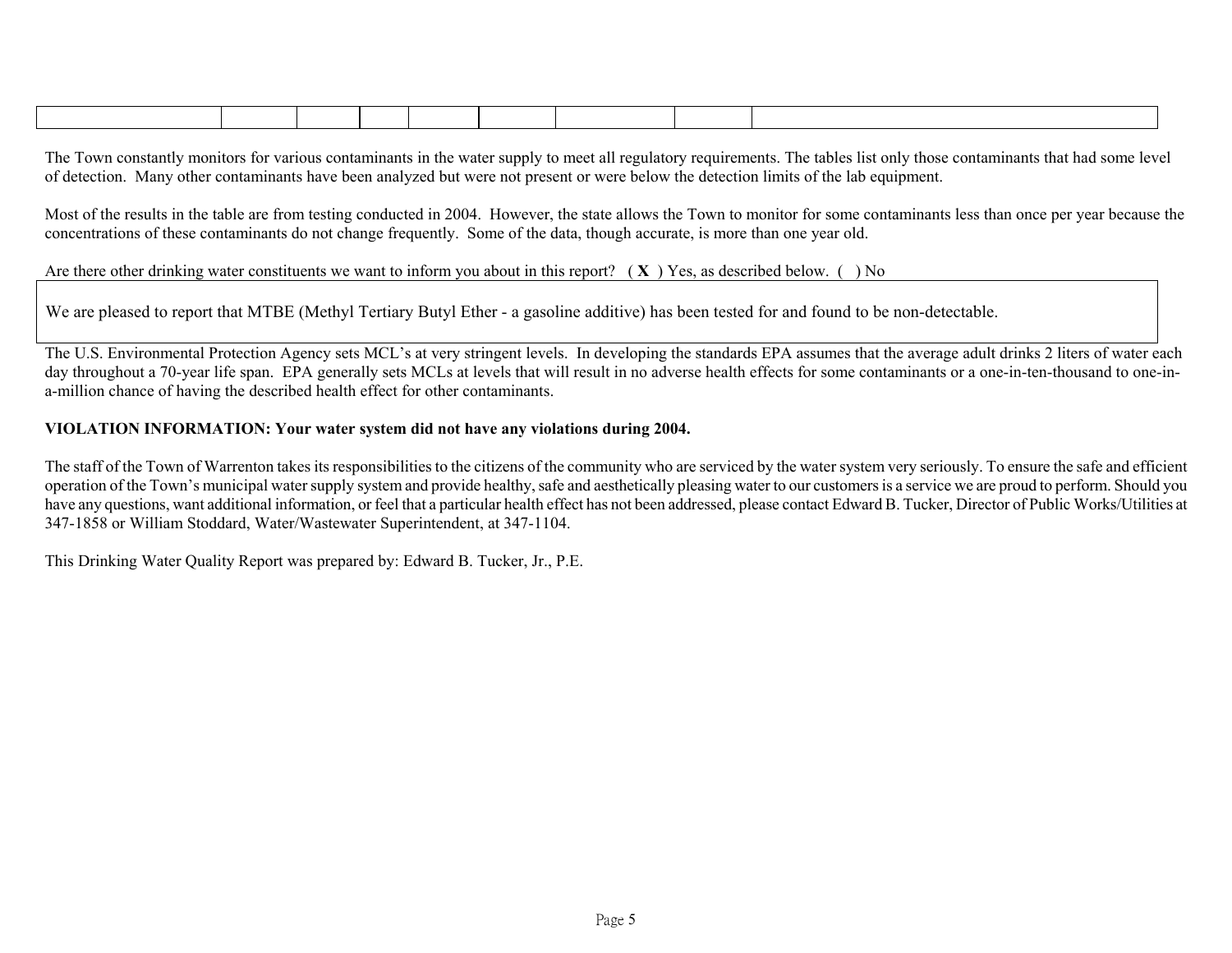| | | | | | | | | |
|---|---|---|---|---|---|---|---|---|
| | | | | | | | | |

The Town constantly monitors for various contaminants in the water supply to meet all regulatory requirements. The tables list only those contaminants that had some level of detection. Many other contaminants have been analyzed but were not present or were below the detection limits of the lab equipment.

Most of the results in the table are from testing conducted in 2004. However, the state allows the Town to monitor for some contaminants less than once per year because the concentrations of these contaminants do not change frequently. Some of the data, though accurate, is more than one year old.

Are there other drinking water constituents we want to inform you about in this report? ( **X** ) Yes, as described below. ( ) No

We are pleased to report that MTBE (Methyl Tertiary Butyl Ether - a gasoline additive) has been tested for and found to be non-detectable.

The U.S. Environmental Protection Agency sets MCL's at very stringent levels. In developing the standards EPA assumes that the average adult drinks 2 liters of water each day throughout a 70-year life span. EPA generally sets MCLs at levels that will result in no adverse health effects for some contaminants or a one-in-ten-thousand to one-in-a-million chance of having the described health effect for other contaminants.

**VIOLATION INFORMATION: Your water system did not have any violations during 2004.**

The staff of the Town of Warrenton takes its responsibilities to the citizens of the community who are serviced by the water system very seriously. To ensure the safe and efficient operation of the Town's municipal water supply system and provide healthy, safe and aesthetically pleasing water to our customers is a service we are proud to perform. Should you have any questions, want additional information, or feel that a particular health effect has not been addressed, please contact Edward B. Tucker, Director of Public Works/Utilities at 347-1858 or William Stoddard, Water/Wastewater Superintendent, at 347-1104.

This Drinking Water Quality Report was prepared by: Edward B. Tucker, Jr., P.E.